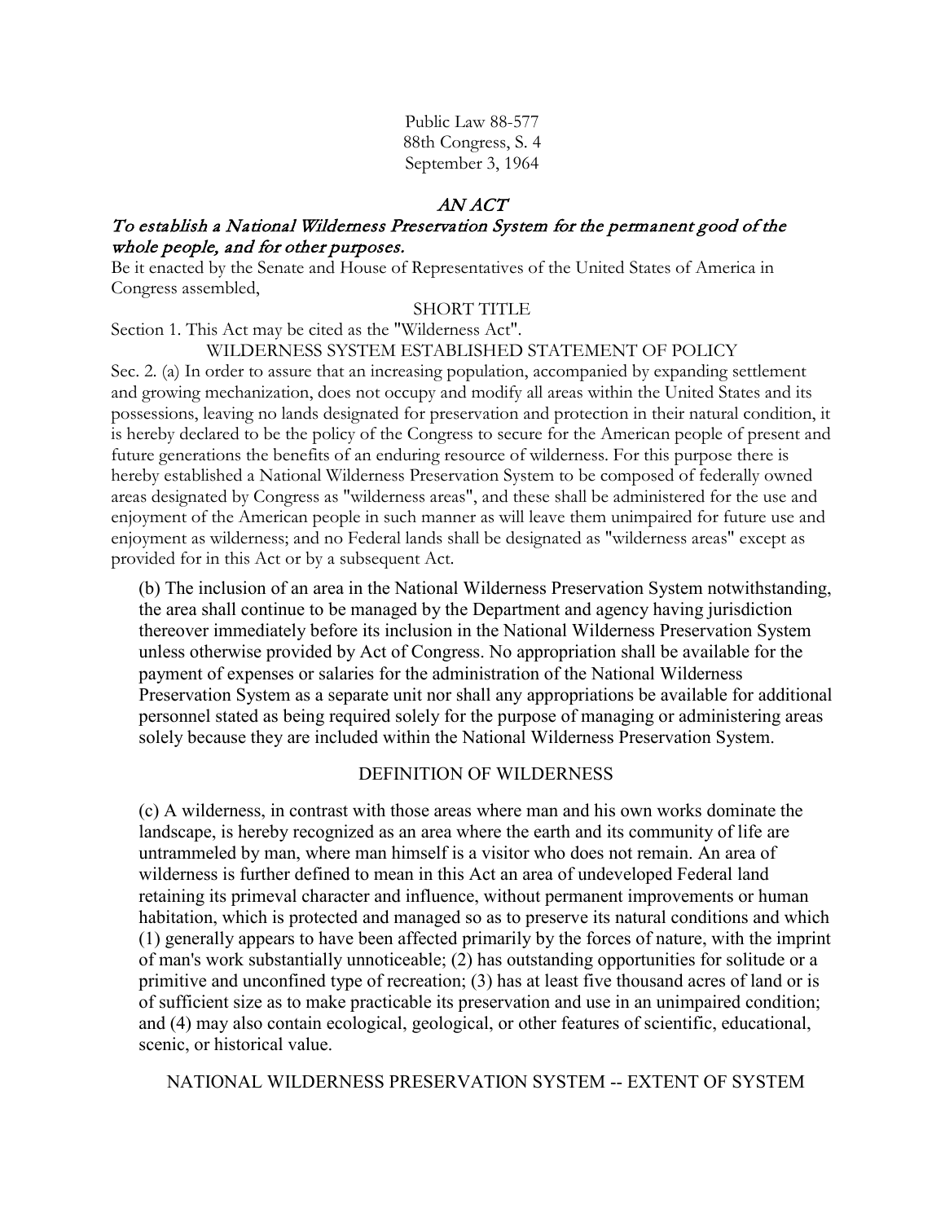Public Law 88-577
88th Congress, S. 4
September 3, 1964

# *AN ACT*

## *To establish a National Wilderness Preservation System for the permanent good of the whole people, and for other purposes.*

Be it enacted by the Senate and House of Representatives of the United States of America in Congress assembled,

### SHORT TITLE

Section 1. This Act may be cited as the "Wilderness Act".

### WILDERNESS SYSTEM ESTABLISHED STATEMENT OF POLICY

Sec. 2. (a) In order to assure that an increasing population, accompanied by expanding settlement and growing mechanization, does not occupy and modify all areas within the United States and its possessions, leaving no lands designated for preservation and protection in their natural condition, it is hereby declared to be the policy of the Congress to secure for the American people of present and future generations the benefits of an enduring resource of wilderness. For this purpose there is hereby established a National Wilderness Preservation System to be composed of federally owned areas designated by Congress as "wilderness areas", and these shall be administered for the use and enjoyment of the American people in such manner as will leave them unimpaired for future use and enjoyment as wilderness; and no Federal lands shall be designated as "wilderness areas" except as provided for in this Act or by a subsequent Act.

(b) The inclusion of an area in the National Wilderness Preservation System notwithstanding, the area shall continue to be managed by the Department and agency having jurisdiction thereover immediately before its inclusion in the National Wilderness Preservation System unless otherwise provided by Act of Congress. No appropriation shall be available for the payment of expenses or salaries for the administration of the National Wilderness Preservation System as a separate unit nor shall any appropriations be available for additional personnel stated as being required solely for the purpose of managing or administering areas solely because they are included within the National Wilderness Preservation System.

### DEFINITION OF WILDERNESS

(c) A wilderness, in contrast with those areas where man and his own works dominate the landscape, is hereby recognized as an area where the earth and its community of life are untrammeled by man, where man himself is a visitor who does not remain. An area of wilderness is further defined to mean in this Act an area of undeveloped Federal land retaining its primeval character and influence, without permanent improvements or human habitation, which is protected and managed so as to preserve its natural conditions and which (1) generally appears to have been affected primarily by the forces of nature, with the imprint of man's work substantially unnoticeable; (2) has outstanding opportunities for solitude or a primitive and unconfined type of recreation; (3) has at least five thousand acres of land or is of sufficient size as to make practicable its preservation and use in an unimpaired condition; and (4) may also contain ecological, geological, or other features of scientific, educational, scenic, or historical value.

### NATIONAL WILDERNESS PRESERVATION SYSTEM -- EXTENT OF SYSTEM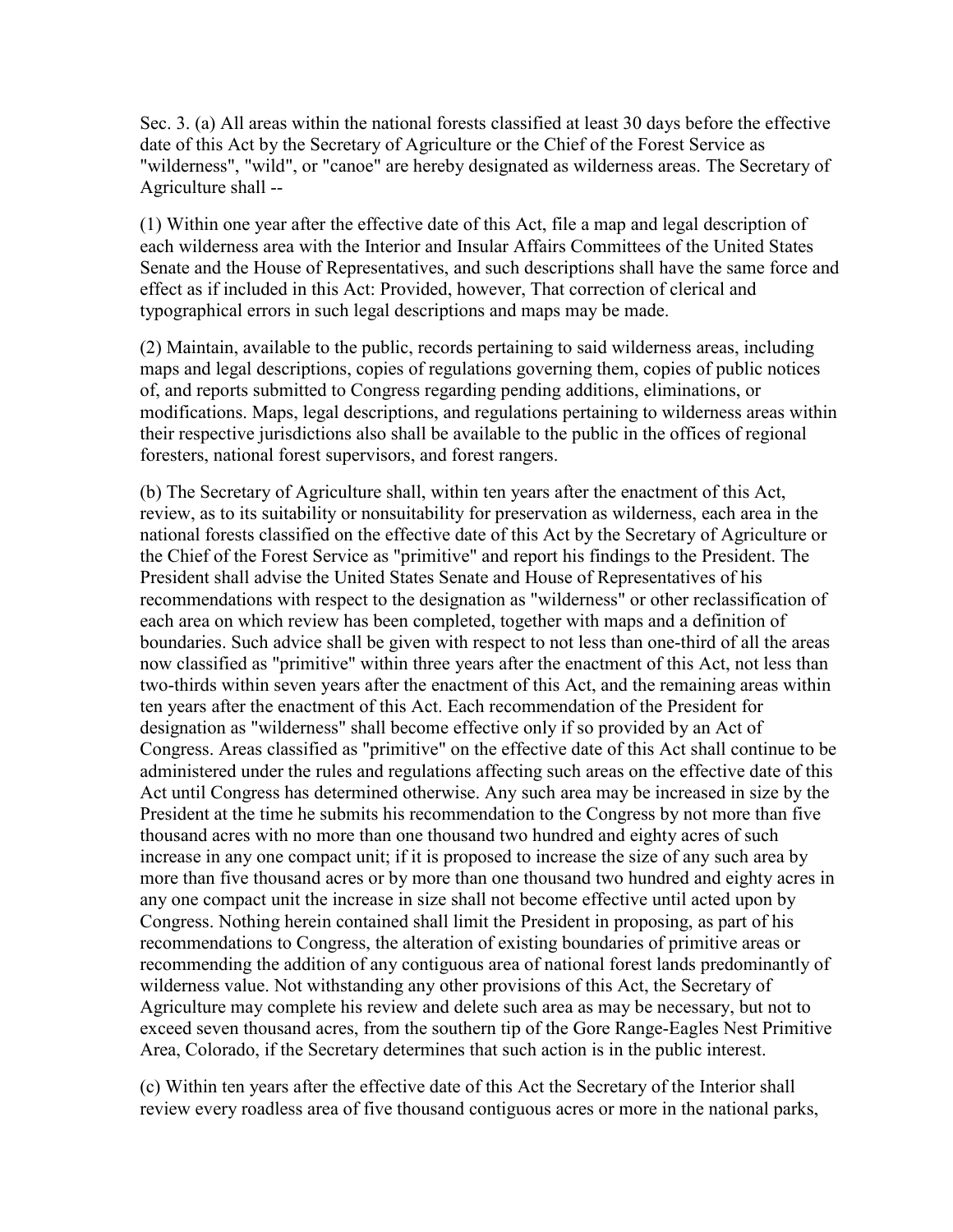Sec. 3. (a) All areas within the national forests classified at least 30 days before the effective date of this Act by the Secretary of Agriculture or the Chief of the Forest Service as "wilderness", "wild", or "canoe" are hereby designated as wilderness areas. The Secretary of Agriculture shall --

(1) Within one year after the effective date of this Act, file a map and legal description of each wilderness area with the Interior and Insular Affairs Committees of the United States Senate and the House of Representatives, and such descriptions shall have the same force and effect as if included in this Act: Provided, however, That correction of clerical and typographical errors in such legal descriptions and maps may be made.

(2) Maintain, available to the public, records pertaining to said wilderness areas, including maps and legal descriptions, copies of regulations governing them, copies of public notices of, and reports submitted to Congress regarding pending additions, eliminations, or modifications. Maps, legal descriptions, and regulations pertaining to wilderness areas within their respective jurisdictions also shall be available to the public in the offices of regional foresters, national forest supervisors, and forest rangers.

(b) The Secretary of Agriculture shall, within ten years after the enactment of this Act, review, as to its suitability or nonsuitability for preservation as wilderness, each area in the national forests classified on the effective date of this Act by the Secretary of Agriculture or the Chief of the Forest Service as "primitive" and report his findings to the President. The President shall advise the United States Senate and House of Representatives of his recommendations with respect to the designation as "wilderness" or other reclassification of each area on which review has been completed, together with maps and a definition of boundaries. Such advice shall be given with respect to not less than one-third of all the areas now classified as "primitive" within three years after the enactment of this Act, not less than two-thirds within seven years after the enactment of this Act, and the remaining areas within ten years after the enactment of this Act. Each recommendation of the President for designation as "wilderness" shall become effective only if so provided by an Act of Congress. Areas classified as "primitive" on the effective date of this Act shall continue to be administered under the rules and regulations affecting such areas on the effective date of this Act until Congress has determined otherwise. Any such area may be increased in size by the President at the time he submits his recommendation to the Congress by not more than five thousand acres with no more than one thousand two hundred and eighty acres of such increase in any one compact unit; if it is proposed to increase the size of any such area by more than five thousand acres or by more than one thousand two hundred and eighty acres in any one compact unit the increase in size shall not become effective until acted upon by Congress. Nothing herein contained shall limit the President in proposing, as part of his recommendations to Congress, the alteration of existing boundaries of primitive areas or recommending the addition of any contiguous area of national forest lands predominantly of wilderness value. Not withstanding any other provisions of this Act, the Secretary of Agriculture may complete his review and delete such area as may be necessary, but not to exceed seven thousand acres, from the southern tip of the Gore Range-Eagles Nest Primitive Area, Colorado, if the Secretary determines that such action is in the public interest.

(c) Within ten years after the effective date of this Act the Secretary of the Interior shall review every roadless area of five thousand contiguous acres or more in the national parks,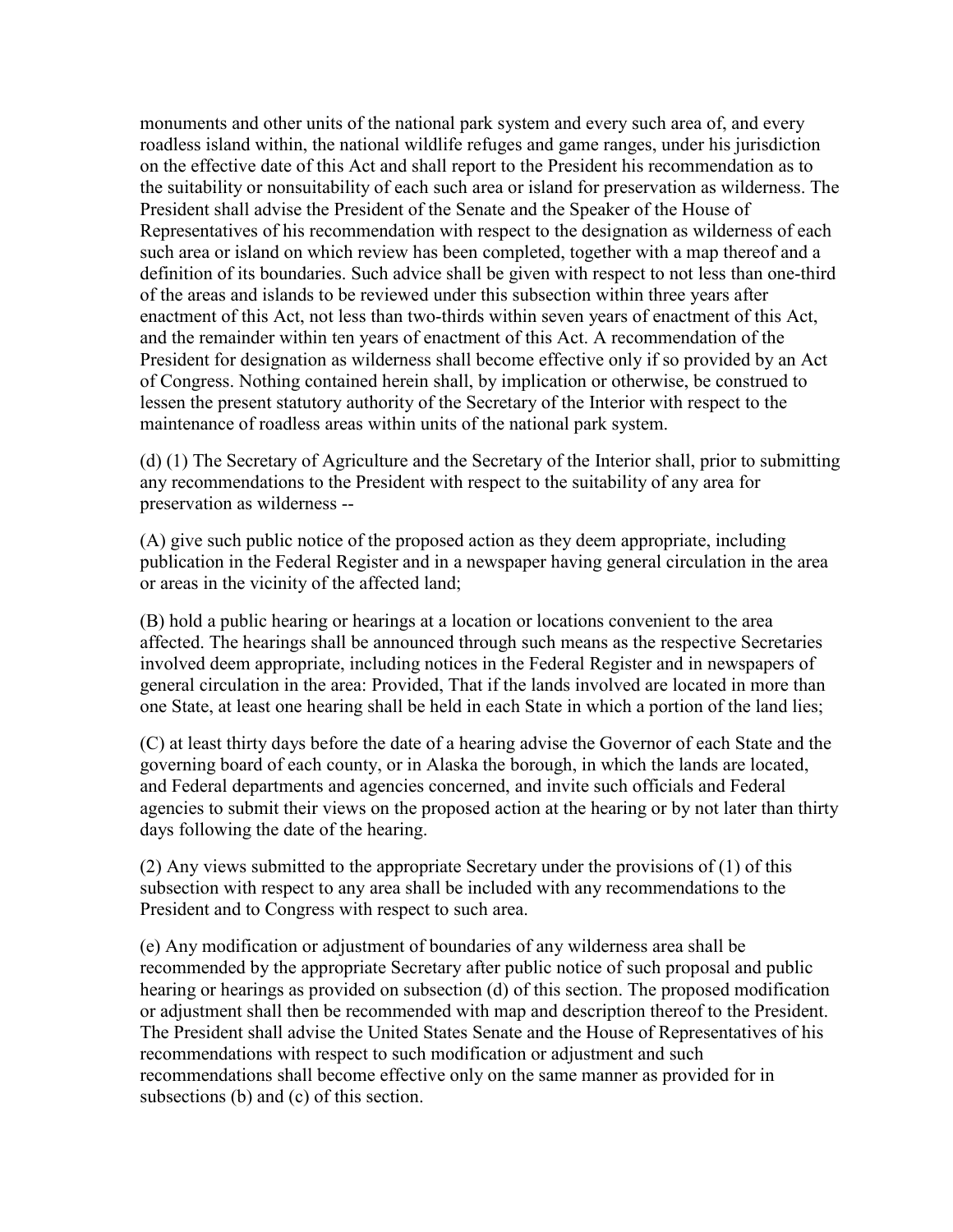monuments and other units of the national park system and every such area of, and every roadless island within, the national wildlife refuges and game ranges, under his jurisdiction on the effective date of this Act and shall report to the President his recommendation as to the suitability or nonsuitability of each such area or island for preservation as wilderness. The President shall advise the President of the Senate and the Speaker of the House of Representatives of his recommendation with respect to the designation as wilderness of each such area or island on which review has been completed, together with a map thereof and a definition of its boundaries. Such advice shall be given with respect to not less than one-third of the areas and islands to be reviewed under this subsection within three years after enactment of this Act, not less than two-thirds within seven years of enactment of this Act, and the remainder within ten years of enactment of this Act. A recommendation of the President for designation as wilderness shall become effective only if so provided by an Act of Congress. Nothing contained herein shall, by implication or otherwise, be construed to lessen the present statutory authority of the Secretary of the Interior with respect to the maintenance of roadless areas within units of the national park system.

(d) (1) The Secretary of Agriculture and the Secretary of the Interior shall, prior to submitting any recommendations to the President with respect to the suitability of any area for preservation as wilderness --

(A) give such public notice of the proposed action as they deem appropriate, including publication in the Federal Register and in a newspaper having general circulation in the area or areas in the vicinity of the affected land;

(B) hold a public hearing or hearings at a location or locations convenient to the area affected. The hearings shall be announced through such means as the respective Secretaries involved deem appropriate, including notices in the Federal Register and in newspapers of general circulation in the area: Provided, That if the lands involved are located in more than one State, at least one hearing shall be held in each State in which a portion of the land lies;

(C) at least thirty days before the date of a hearing advise the Governor of each State and the governing board of each county, or in Alaska the borough, in which the lands are located, and Federal departments and agencies concerned, and invite such officials and Federal agencies to submit their views on the proposed action at the hearing or by not later than thirty days following the date of the hearing.

(2) Any views submitted to the appropriate Secretary under the provisions of (1) of this subsection with respect to any area shall be included with any recommendations to the President and to Congress with respect to such area.

(e) Any modification or adjustment of boundaries of any wilderness area shall be recommended by the appropriate Secretary after public notice of such proposal and public hearing or hearings as provided on subsection (d) of this section. The proposed modification or adjustment shall then be recommended with map and description thereof to the President. The President shall advise the United States Senate and the House of Representatives of his recommendations with respect to such modification or adjustment and such recommendations shall become effective only on the same manner as provided for in subsections (b) and (c) of this section.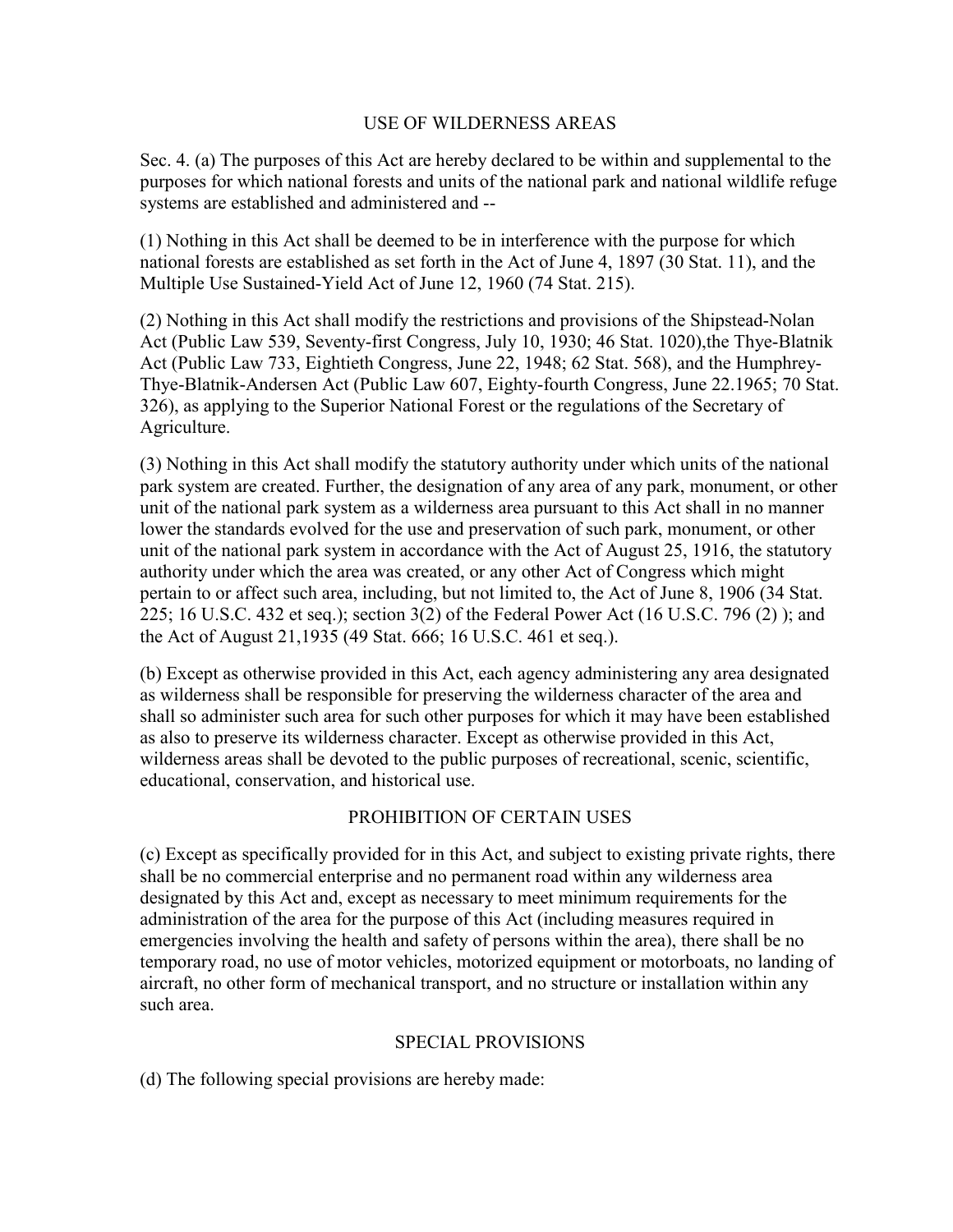## USE OF WILDERNESS AREAS

Sec. 4. (a) The purposes of this Act are hereby declared to be within and supplemental to the purposes for which national forests and units of the national park and national wildlife refuge systems are established and administered and --

(1) Nothing in this Act shall be deemed to be in interference with the purpose for which national forests are established as set forth in the Act of June 4, 1897 (30 Stat. 11), and the Multiple Use Sustained-Yield Act of June 12, 1960 (74 Stat. 215).

(2) Nothing in this Act shall modify the restrictions and provisions of the Shipstead-Nolan Act (Public Law 539, Seventy-first Congress, July 10, 1930; 46 Stat. 1020),the Thye-Blatnik Act (Public Law 733, Eightieth Congress, June 22, 1948; 62 Stat. 568), and the Humphrey-Thye-Blatnik-Andersen Act (Public Law 607, Eighty-fourth Congress, June 22.1965; 70 Stat. 326), as applying to the Superior National Forest or the regulations of the Secretary of Agriculture.

(3) Nothing in this Act shall modify the statutory authority under which units of the national park system are created. Further, the designation of any area of any park, monument, or other unit of the national park system as a wilderness area pursuant to this Act shall in no manner lower the standards evolved for the use and preservation of such park, monument, or other unit of the national park system in accordance with the Act of August 25, 1916, the statutory authority under which the area was created, or any other Act of Congress which might pertain to or affect such area, including, but not limited to, the Act of June 8, 1906 (34 Stat. 225; 16 U.S.C. 432 et seq.); section 3(2) of the Federal Power Act (16 U.S.C. 796 (2) ); and the Act of August 21,1935 (49 Stat. 666; 16 U.S.C. 461 et seq.).

(b) Except as otherwise provided in this Act, each agency administering any area designated as wilderness shall be responsible for preserving the wilderness character of the area and shall so administer such area for such other purposes for which it may have been established as also to preserve its wilderness character. Except as otherwise provided in this Act, wilderness areas shall be devoted to the public purposes of recreational, scenic, scientific, educational, conservation, and historical use.

## PROHIBITION OF CERTAIN USES

(c) Except as specifically provided for in this Act, and subject to existing private rights, there shall be no commercial enterprise and no permanent road within any wilderness area designated by this Act and, except as necessary to meet minimum requirements for the administration of the area for the purpose of this Act (including measures required in emergencies involving the health and safety of persons within the area), there shall be no temporary road, no use of motor vehicles, motorized equipment or motorboats, no landing of aircraft, no other form of mechanical transport, and no structure or installation within any such area.

## SPECIAL PROVISIONS

(d) The following special provisions are hereby made: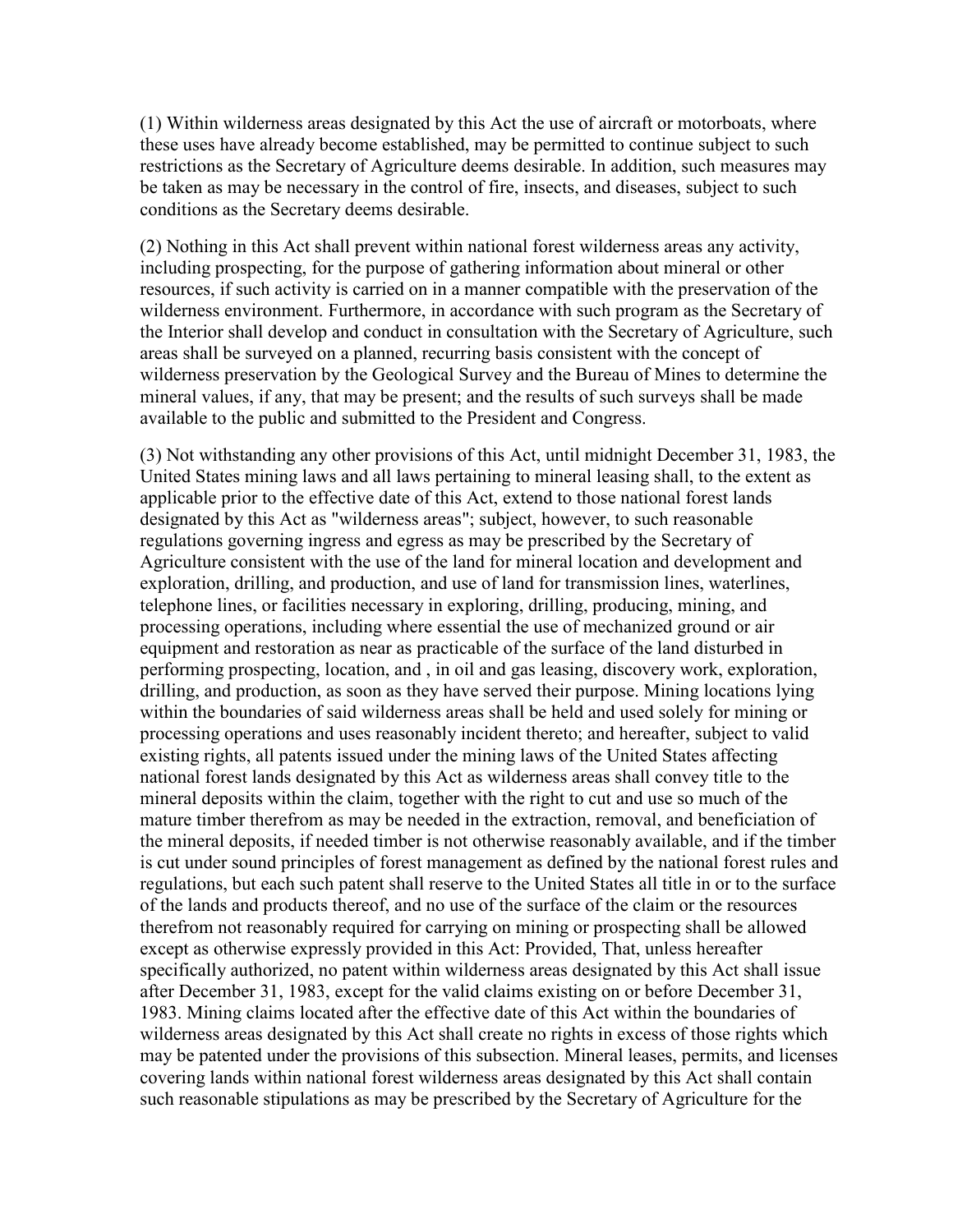(1) Within wilderness areas designated by this Act the use of aircraft or motorboats, where these uses have already become established, may be permitted to continue subject to such restrictions as the Secretary of Agriculture deems desirable. In addition, such measures may be taken as may be necessary in the control of fire, insects, and diseases, subject to such conditions as the Secretary deems desirable.

(2) Nothing in this Act shall prevent within national forest wilderness areas any activity, including prospecting, for the purpose of gathering information about mineral or other resources, if such activity is carried on in a manner compatible with the preservation of the wilderness environment. Furthermore, in accordance with such program as the Secretary of the Interior shall develop and conduct in consultation with the Secretary of Agriculture, such areas shall be surveyed on a planned, recurring basis consistent with the concept of wilderness preservation by the Geological Survey and the Bureau of Mines to determine the mineral values, if any, that may be present; and the results of such surveys shall be made available to the public and submitted to the President and Congress.

(3) Not withstanding any other provisions of this Act, until midnight December 31, 1983, the United States mining laws and all laws pertaining to mineral leasing shall, to the extent as applicable prior to the effective date of this Act, extend to those national forest lands designated by this Act as "wilderness areas"; subject, however, to such reasonable regulations governing ingress and egress as may be prescribed by the Secretary of Agriculture consistent with the use of the land for mineral location and development and exploration, drilling, and production, and use of land for transmission lines, waterlines, telephone lines, or facilities necessary in exploring, drilling, producing, mining, and processing operations, including where essential the use of mechanized ground or air equipment and restoration as near as practicable of the surface of the land disturbed in performing prospecting, location, and , in oil and gas leasing, discovery work, exploration, drilling, and production, as soon as they have served their purpose. Mining locations lying within the boundaries of said wilderness areas shall be held and used solely for mining or processing operations and uses reasonably incident thereto; and hereafter, subject to valid existing rights, all patents issued under the mining laws of the United States affecting national forest lands designated by this Act as wilderness areas shall convey title to the mineral deposits within the claim, together with the right to cut and use so much of the mature timber therefrom as may be needed in the extraction, removal, and beneficiation of the mineral deposits, if needed timber is not otherwise reasonably available, and if the timber is cut under sound principles of forest management as defined by the national forest rules and regulations, but each such patent shall reserve to the United States all title in or to the surface of the lands and products thereof, and no use of the surface of the claim or the resources therefrom not reasonably required for carrying on mining or prospecting shall be allowed except as otherwise expressly provided in this Act: Provided, That, unless hereafter specifically authorized, no patent within wilderness areas designated by this Act shall issue after December 31, 1983, except for the valid claims existing on or before December 31, 1983. Mining claims located after the effective date of this Act within the boundaries of wilderness areas designated by this Act shall create no rights in excess of those rights which may be patented under the provisions of this subsection. Mineral leases, permits, and licenses covering lands within national forest wilderness areas designated by this Act shall contain such reasonable stipulations as may be prescribed by the Secretary of Agriculture for the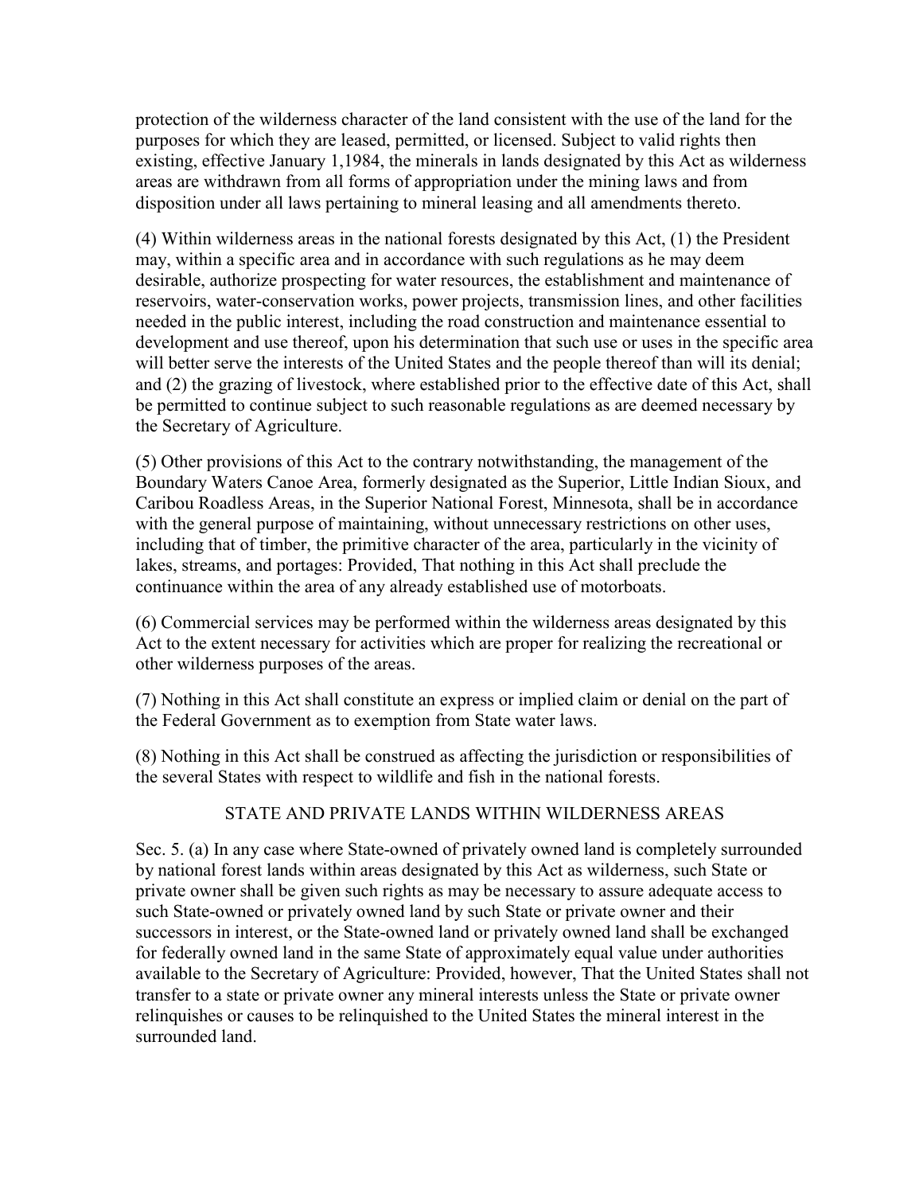protection of the wilderness character of the land consistent with the use of the land for the purposes for which they are leased, permitted, or licensed. Subject to valid rights then existing, effective January 1,1984, the minerals in lands designated by this Act as wilderness areas are withdrawn from all forms of appropriation under the mining laws and from disposition under all laws pertaining to mineral leasing and all amendments thereto.

(4) Within wilderness areas in the national forests designated by this Act, (1) the President may, within a specific area and in accordance with such regulations as he may deem desirable, authorize prospecting for water resources, the establishment and maintenance of reservoirs, water-conservation works, power projects, transmission lines, and other facilities needed in the public interest, including the road construction and maintenance essential to development and use thereof, upon his determination that such use or uses in the specific area will better serve the interests of the United States and the people thereof than will its denial; and (2) the grazing of livestock, where established prior to the effective date of this Act, shall be permitted to continue subject to such reasonable regulations as are deemed necessary by the Secretary of Agriculture.

(5) Other provisions of this Act to the contrary notwithstanding, the management of the Boundary Waters Canoe Area, formerly designated as the Superior, Little Indian Sioux, and Caribou Roadless Areas, in the Superior National Forest, Minnesota, shall be in accordance with the general purpose of maintaining, without unnecessary restrictions on other uses, including that of timber, the primitive character of the area, particularly in the vicinity of lakes, streams, and portages: Provided, That nothing in this Act shall preclude the continuance within the area of any already established use of motorboats.

(6) Commercial services may be performed within the wilderness areas designated by this Act to the extent necessary for activities which are proper for realizing the recreational or other wilderness purposes of the areas.

(7) Nothing in this Act shall constitute an express or implied claim or denial on the part of the Federal Government as to exemption from State water laws.

(8) Nothing in this Act shall be construed as affecting the jurisdiction or responsibilities of the several States with respect to wildlife and fish in the national forests.

## STATE AND PRIVATE LANDS WITHIN WILDERNESS AREAS

Sec. 5. (a) In any case where State-owned of privately owned land is completely surrounded by national forest lands within areas designated by this Act as wilderness, such State or private owner shall be given such rights as may be necessary to assure adequate access to such State-owned or privately owned land by such State or private owner and their successors in interest, or the State-owned land or privately owned land shall be exchanged for federally owned land in the same State of approximately equal value under authorities available to the Secretary of Agriculture: Provided, however, That the United States shall not transfer to a state or private owner any mineral interests unless the State or private owner relinquishes or causes to be relinquished to the United States the mineral interest in the surrounded land.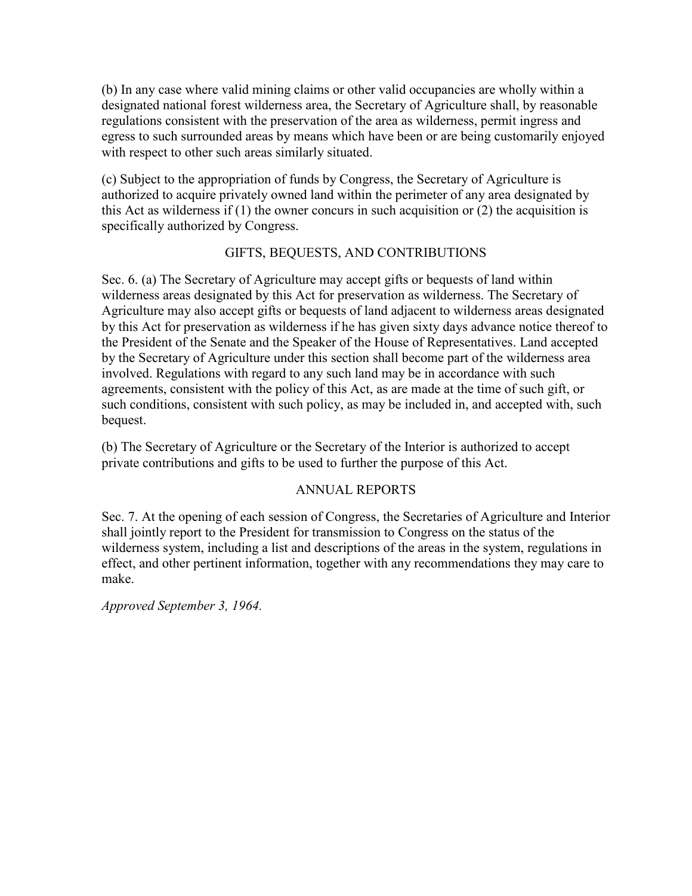(b) In any case where valid mining claims or other valid occupancies are wholly within a designated national forest wilderness area, the Secretary of Agriculture shall, by reasonable regulations consistent with the preservation of the area as wilderness, permit ingress and egress to such surrounded areas by means which have been or are being customarily enjoyed with respect to other such areas similarly situated.

(c) Subject to the appropriation of funds by Congress, the Secretary of Agriculture is authorized to acquire privately owned land within the perimeter of any area designated by this Act as wilderness if (1) the owner concurs in such acquisition or (2) the acquisition is specifically authorized by Congress.

## GIFTS, BEQUESTS, AND CONTRIBUTIONS

Sec. 6. (a) The Secretary of Agriculture may accept gifts or bequests of land within wilderness areas designated by this Act for preservation as wilderness. The Secretary of Agriculture may also accept gifts or bequests of land adjacent to wilderness areas designated by this Act for preservation as wilderness if he has given sixty days advance notice thereof to the President of the Senate and the Speaker of the House of Representatives. Land accepted by the Secretary of Agriculture under this section shall become part of the wilderness area involved. Regulations with regard to any such land may be in accordance with such agreements, consistent with the policy of this Act, as are made at the time of such gift, or such conditions, consistent with such policy, as may be included in, and accepted with, such bequest.

(b) The Secretary of Agriculture or the Secretary of the Interior is authorized to accept private contributions and gifts to be used to further the purpose of this Act.

## ANNUAL REPORTS

Sec. 7. At the opening of each session of Congress, the Secretaries of Agriculture and Interior shall jointly report to the President for transmission to Congress on the status of the wilderness system, including a list and descriptions of the areas in the system, regulations in effect, and other pertinent information, together with any recommendations they may care to make.

*Approved September 3, 1964.*